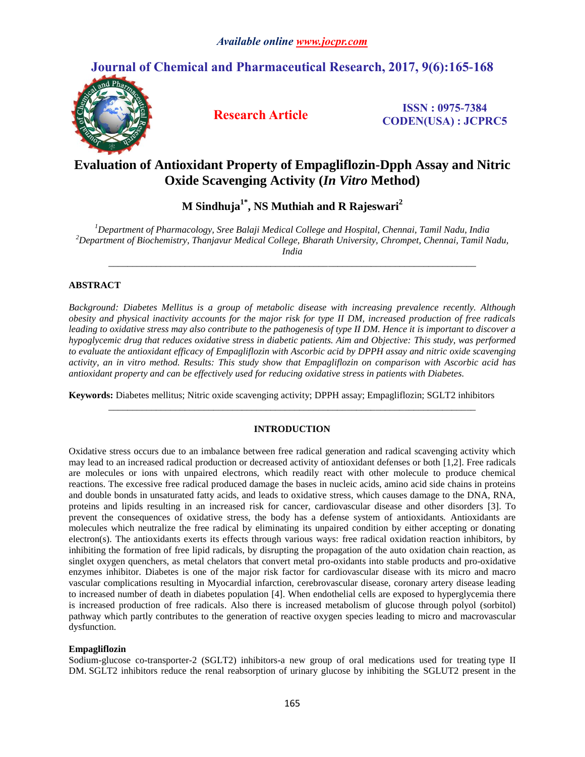# Evaluation of Antioxidant Property of Empagliflozin-Dpph Assay and Nitric Oxide Scavenging Activity (*In Vitro* Method)

**M Sindhuja[1*], NS Muthiah and R Rajeswari[2]**

*[1]Department of Pharmacology, Sree Balaji Medical College and Hospital, Chennai, Tamil Nadu, India*
*[2]Department of Biochemistry, Thanjavur Medical College, Bharath University, Chrompet, Chennai, Tamil Nadu, India*

---

## ABSTRACT

*Background: Diabetes Mellitus is a group of metabolic disease with increasing prevalence recently. Although obesity and physical inactivity accounts for the major risk for type II DM, increased production of free radicals leading to oxidative stress may also contribute to the pathogenesis of type II DM. Hence it is important to discover a hypoglycemic drug that reduces oxidative stress in diabetic patients. Aim and Objective: This study, was performed to evaluate the antioxidant efficacy of Empagliflozin with Ascorbic acid by DPPH assay and nitric oxide scavenging activity, an in vitro method. Results: This study show that Empagliflozin on comparison with Ascorbic acid has antioxidant property and can be effectively used for reducing oxidative stress in patients with Diabetes.*

**Keywords:** Diabetes mellitus; Nitric oxide scavenging activity; DPPH assay; Empagliflozin; SGLT2 inhibitors

---

## INTRODUCTION

Oxidative stress occurs due to an imbalance between free radical generation and radical scavenging activity which may lead to an increased radical production or decreased activity of antioxidant defenses or both [1,2]. Free radicals are molecules or ions with unpaired electrons, which readily react with other molecule to produce chemical reactions. The excessive free radical produced damage the bases in nucleic acids, amino acid side chains in proteins and double bonds in unsaturated fatty acids, and leads to oxidative stress, which causes damage to the DNA, RNA, proteins and lipids resulting in an increased risk for cancer, cardiovascular disease and other disorders [3]. To prevent the consequences of oxidative stress, the body has a defense system of antioxidants. Antioxidants are molecules which neutralize the free radical by eliminating its unpaired condition by either accepting or donating electron(s). The antioxidants exerts its effects through various ways: free radical oxidation reaction inhibitors, by inhibiting the formation of free lipid radicals, by disrupting the propagation of the auto oxidation chain reaction, as singlet oxygen quenchers, as metal chelators that convert metal pro-oxidants into stable products and pro-oxidative enzymes inhibitor. Diabetes is one of the major risk factor for cardiovascular disease with its micro and macro vascular complications resulting in Myocardial infarction, cerebrovascular disease, coronary artery disease leading to increased number of death in diabetes population [4]. When endothelial cells are exposed to hyperglycemia there is increased production of free radicals. Also there is increased metabolism of glucose through polyol (sorbitol) pathway which partly contributes to the generation of reactive oxygen species leading to micro and macrovascular dysfunction.

### Empagliflozin

Sodium-glucose co-transporter-2 (SGLT2) inhibitors-a new group of oral medications used for treating type II DM. SGLT2 inhibitors reduce the renal reabsorption of urinary glucose by inhibiting the SGLUT2 present in the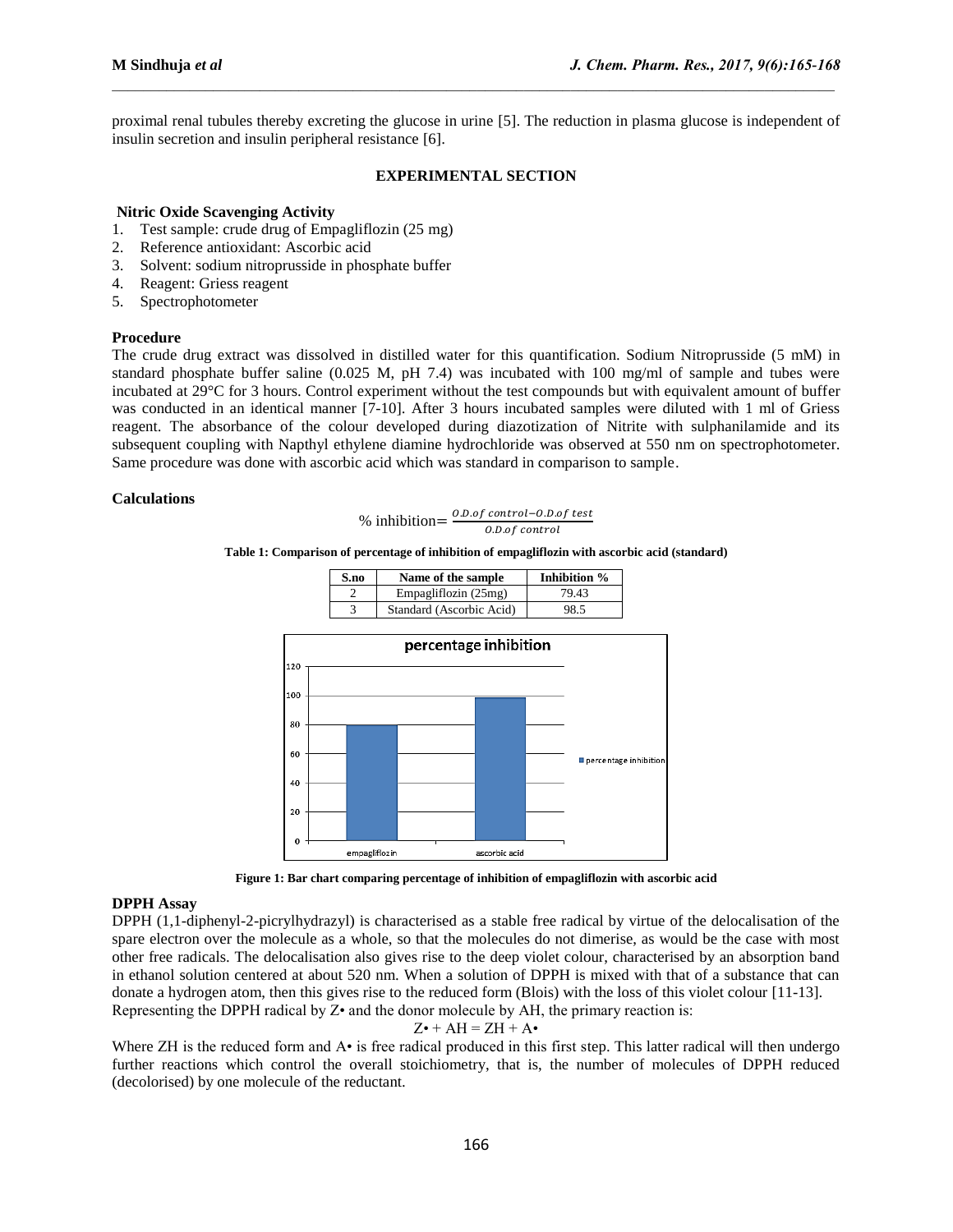proximal renal tubules thereby excreting the glucose in urine [5]. The reduction in plasma glucose is independent of insulin secretion and insulin peripheral resistance [6].

## EXPERIMENTAL SECTION

### Nitric Oxide Scavenging Activity

1. Test sample: crude drug of Empagliflozin (25 mg)
2. Reference antioxidant: Ascorbic acid
3. Solvent: sodium nitroprusside in phosphate buffer
4. Reagent: Griess reagent
5. Spectrophotometer

### Procedure

The crude drug extract was dissolved in distilled water for this quantification. Sodium Nitroprusside (5 mM) in standard phosphate buffer saline (0.025 M, pH 7.4) was incubated with 100 mg/ml of sample and tubes were incubated at 29°C for 3 hours. Control experiment without the test compounds but with equivalent amount of buffer was conducted in an identical manner [7-10]. After 3 hours incubated samples were diluted with 1 ml of Griess reagent. The absorbance of the colour developed during diazotization of Nitrite with sulphanilamide and its subsequent coupling with Napthyl ethylene diamine hydrochloride was observed at 550 nm on spectrophotometer. Same procedure was done with ascorbic acid which was standard in comparison to sample.

### Calculations

$$\% \text{ inhibition} = \frac{O.D. of\ control - O.D. of\ test}{O.D. of\ control}$$

**Table 1: Comparison of percentage of inhibition of empagliflozin with ascorbic acid (standard)**

| S.no | Name of the sample | Inhibition % |
|---|---|---|
| 2 | Empagliflozin (25mg) | 79.43 |
| 3 | Standard (Ascorbic Acid) | 98.5 |

**Figure 1: Bar chart comparing percentage of inhibition of empagliflozin with ascorbic acid**

### DPPH Assay

DPPH (1,1-diphenyl-2-picrylhydrazyl) is characterised as a stable free radical by virtue of the delocalisation of the spare electron over the molecule as a whole, so that the molecules do not dimerise, as would be the case with most other free radicals. The delocalisation also gives rise to the deep violet colour, characterised by an absorption band in ethanol solution centered at about 520 nm. When a solution of DPPH is mixed with that of a substance that can donate a hydrogen atom, then this gives rise to the reduced form (Blois) with the loss of this violet colour [11-13]. Representing the DPPH radical by Z• and the donor molecule by AH, the primary reaction is:

$$Z\bullet + AH = ZH + A\bullet$$

Where ZH is the reduced form and A• is free radical produced in this first step. This latter radical will then undergo further reactions which control the overall stoichiometry, that is, the number of molecules of DPPH reduced (decolorised) by one molecule of the reductant.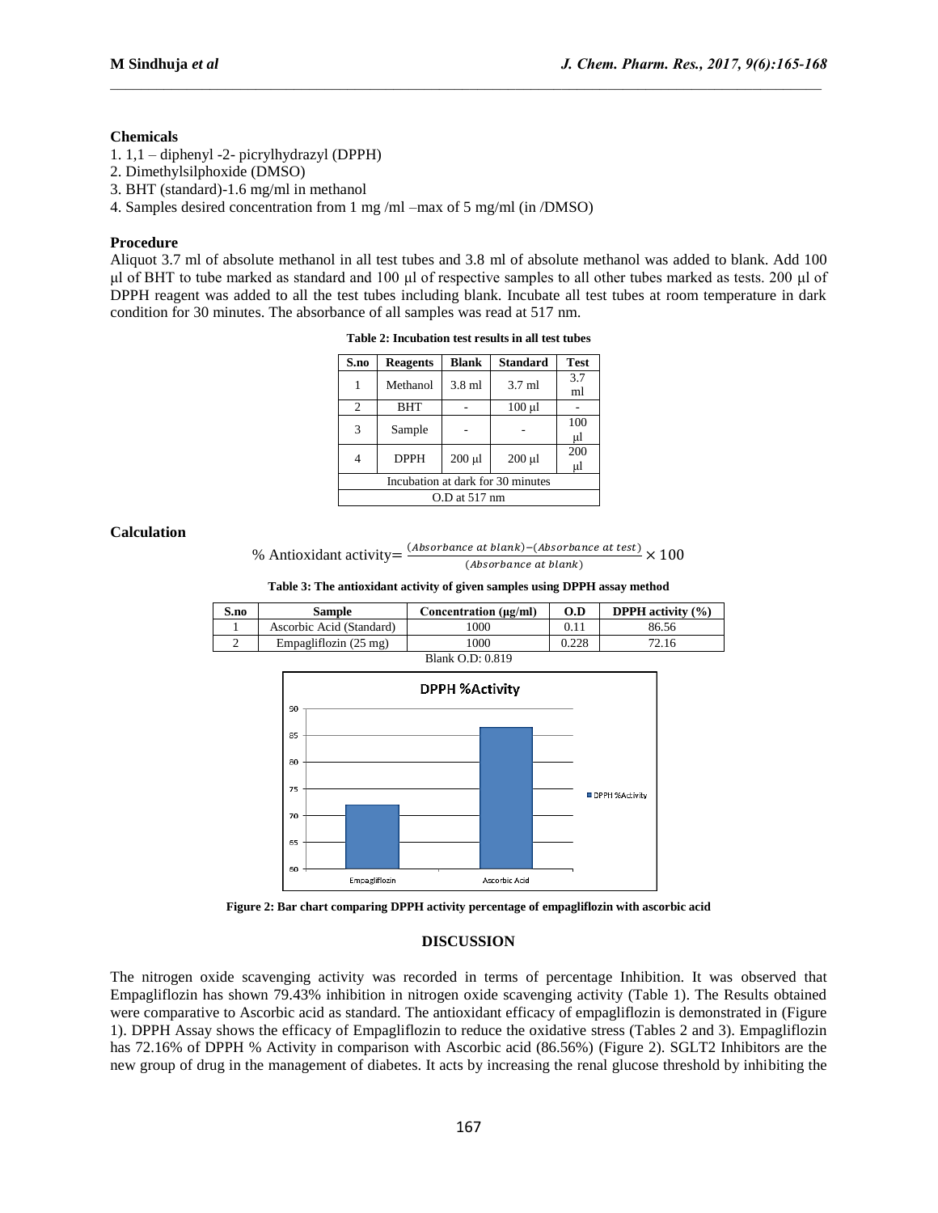**Chemicals**

1. 1,1 – diphenyl -2- picrylhydrazyl (DPPH)
2. Dimethylsilphoxide (DMSO)
3. BHT (standard)-1.6 mg/ml in methanol
4. Samples desired concentration from 1 mg /ml –max of 5 mg/ml (in /DMSO)

**Procedure**

Aliquot 3.7 ml of absolute methanol in all test tubes and 3.8 ml of absolute methanol was added to blank. Add 100 µl of BHT to tube marked as standard and 100 µl of respective samples to all other tubes marked as tests. 200 µl of DPPH reagent was added to all the test tubes including blank. Incubate all test tubes at room temperature in dark condition for 30 minutes. The absorbance of all samples was read at 517 nm.

**Table 2: Incubation test results in all test tubes**

| S.no | Reagents | Blank | Standard | Test |
|---|---|---|---|---|
| 1 | Methanol | 3.8 ml | 3.7 ml | 3.7 ml |
| 2 | BHT | - | 100 µl | - |
| 3 | Sample | - | - | 100 µl |
| 4 | DPPH | 200 µl | 200 µl | 200 µl |
| Incubation at dark for 30 minutes | | | | |
| O.D at 517 nm | | | | |

**Calculation**

$$\% \text{ Antioxidant activity} = \frac{(Absorbance\ at\ blank) - (Absorbance\ at\ test)}{(Absorbance\ at\ blank)} \times 100$$

**Table 3: The antioxidant activity of given samples using DPPH assay method**

| S.no | Sample | Concentration (µg/ml) | O.D | DPPH activity (%) |
|---|---|---|---|---|
| 1 | Ascorbic Acid (Standard) | 1000 | 0.11 | 86.56 |
| 2 | Empagliflozin (25 mg) | 1000 | 0.228 | 72.16 |

Blank O.D: 0.819

**Figure 2: Bar chart comparing DPPH activity percentage of empagliflozin with ascorbic acid**

## DISCUSSION

The nitrogen oxide scavenging activity was recorded in terms of percentage Inhibition. It was observed that Empagliflozin has shown 79.43% inhibition in nitrogen oxide scavenging activity (Table 1). The Results obtained were comparative to Ascorbic acid as standard. The antioxidant efficacy of empagliflozin is demonstrated in (Figure 1). DPPH Assay shows the efficacy of Empagliflozin to reduce the oxidative stress (Tables 2 and 3). Empagliflozin has 72.16% of DPPH % Activity in comparison with Ascorbic acid (86.56%) (Figure 2). SGLT2 Inhibitors are the new group of drug in the management of diabetes. It acts by increasing the renal glucose threshold by inhibiting the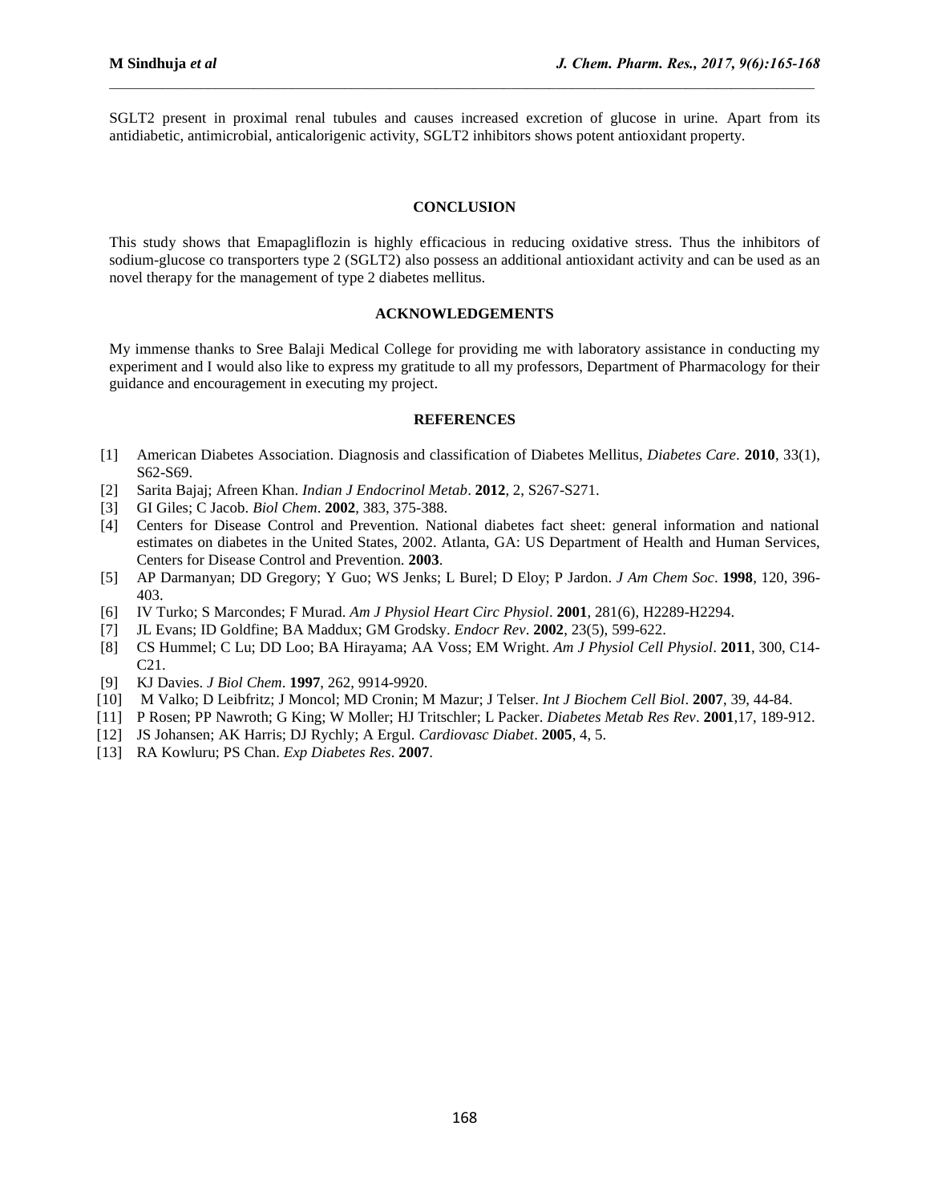SGLT2 present in proximal renal tubules and causes increased excretion of glucose in urine. Apart from its antidiabetic, antimicrobial, anticalorigenic activity, SGLT2 inhibitors shows potent antioxidant property.

## CONCLUSION

This study shows that Emapagliflozin is highly efficacious in reducing oxidative stress. Thus the inhibitors of sodium-glucose co transporters type 2 (SGLT2) also possess an additional antioxidant activity and can be used as an novel therapy for the management of type 2 diabetes mellitus.

## ACKNOWLEDGEMENTS

My immense thanks to Sree Balaji Medical College for providing me with laboratory assistance in conducting my experiment and I would also like to express my gratitude to all my professors, Department of Pharmacology for their guidance and encouragement in executing my project.

## REFERENCES

[1] American Diabetes Association. Diagnosis and classification of Diabetes Mellitus, *Diabetes Care*. **2010**, 33(1), S62-S69.

[2] Sarita Bajaj; Afreen Khan. *Indian J Endocrinol Metab*. **2012**, 2, S267-S271.

[3] GI Giles; C Jacob. *Biol Chem*. **2002**, 383, 375-388.

[4] Centers for Disease Control and Prevention. National diabetes fact sheet: general information and national estimates on diabetes in the United States, 2002. Atlanta, GA: US Department of Health and Human Services, Centers for Disease Control and Prevention. **2003**.

[5] AP Darmanyan; DD Gregory; Y Guo; WS Jenks; L Burel; D Eloy; P Jardon. *J Am Chem Soc*. **1998**, 120, 396-403.

[6] IV Turko; S Marcondes; F Murad. *Am J Physiol Heart Circ Physiol*. **2001**, 281(6), H2289-H2294.

[7] JL Evans; ID Goldfine; BA Maddux; GM Grodsky. *Endocr Rev*. **2002**, 23(5), 599-622.

[8] CS Hummel; C Lu; DD Loo; BA Hirayama; AA Voss; EM Wright. *Am J Physiol Cell Physiol*. **2011**, 300, C14-C21.

[9] KJ Davies. *J Biol Chem*. **1997**, 262, 9914-9920.

[10] M Valko; D Leibfritz; J Moncol; MD Cronin; M Mazur; J Telser. *Int J Biochem Cell Biol*. **2007**, 39, 44-84.

[11] P Rosen; PP Nawroth; G King; W Moller; HJ Tritschler; L Packer. *Diabetes Metab Res Rev*. **2001**,17, 189-912.

[12] JS Johansen; AK Harris; DJ Rychly; A Ergul. *Cardiovasc Diabet*. **2005**, 4, 5.

[13] RA Kowluru; PS Chan. *Exp Diabetes Res*. **2007**.